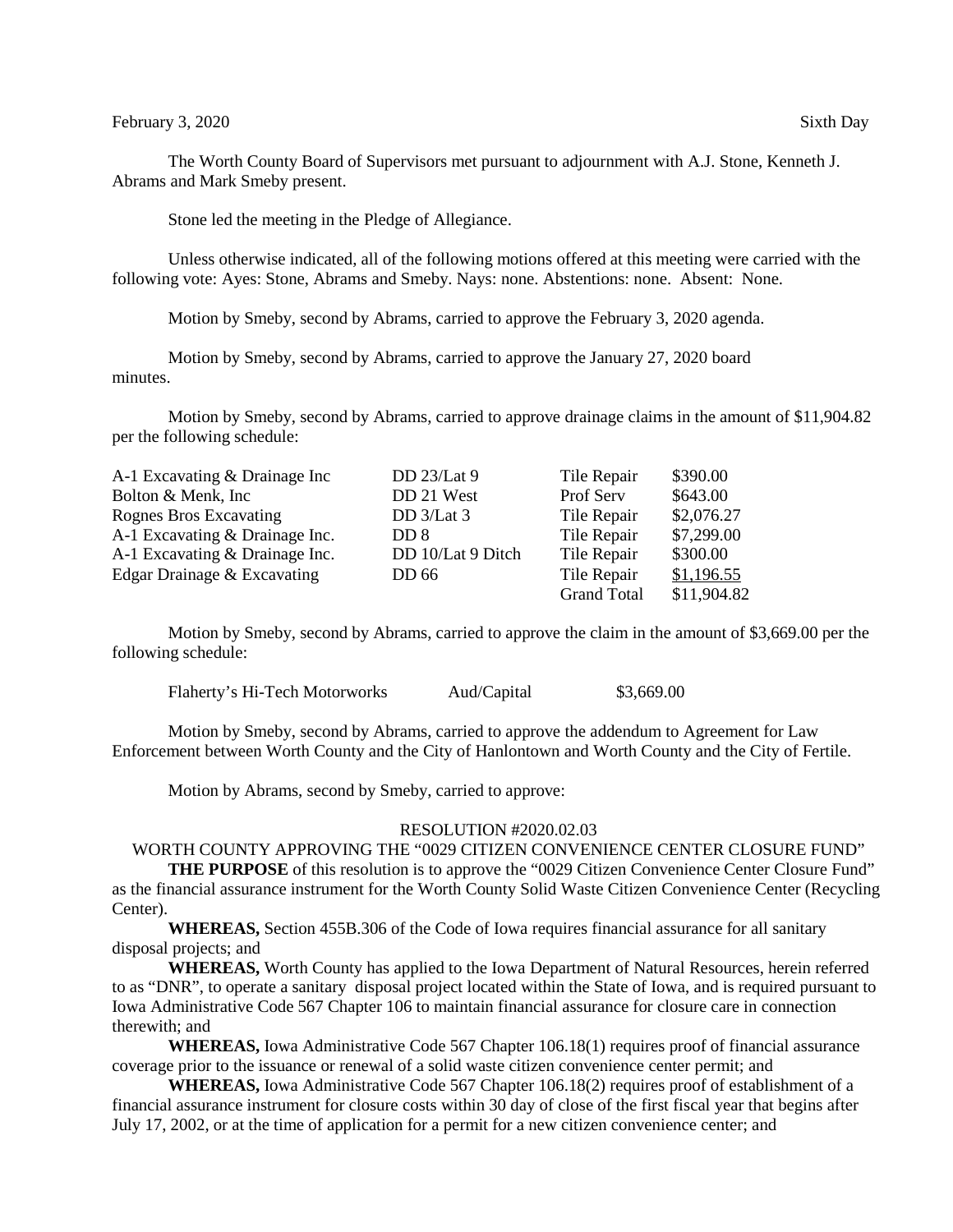February 3, 2020 Sixth Day

The Worth County Board of Supervisors met pursuant to adjournment with A.J. Stone, Kenneth J. Abrams and Mark Smeby present.

Stone led the meeting in the Pledge of Allegiance.

Unless otherwise indicated, all of the following motions offered at this meeting were carried with the following vote: Ayes: Stone, Abrams and Smeby. Nays: none. Abstentions: none. Absent: None.

Motion by Smeby, second by Abrams, carried to approve the February 3, 2020 agenda.

Motion by Smeby, second by Abrams, carried to approve the January 27, 2020 board minutes.

Motion by Smeby, second by Abrams, carried to approve drainage claims in the amount of $11,904.82 per the following schedule:

| | | | |
|---|---|---|---|
| A-1 Excavating & Drainage Inc | DD 23/Lat 9 | Tile Repair | $390.00 |
| Bolton & Menk, Inc | DD 21 West | Prof Serv | $643.00 |
| Rognes Bros Excavating | DD 3/Lat 3 | Tile Repair | $2,076.27 |
| A-1 Excavating & Drainage Inc. | DD 8 | Tile Repair | $7,299.00 |
| A-1 Excavating & Drainage Inc. | DD 10/Lat 9 Ditch | Tile Repair | $300.00 |
| Edgar Drainage & Excavating | DD 66 | Tile Repair | $1,196.55 |
| | | Grand Total | $11,904.82 |

Motion by Smeby, second by Abrams, carried to approve the claim in the amount of $3,669.00 per the following schedule:

| | | |
|---|---|---|
| Flaherty's Hi-Tech Motorworks | Aud/Capital | $3,669.00 |

Motion by Smeby, second by Abrams, carried to approve the addendum to Agreement for Law Enforcement between Worth County and the City of Hanlontown and Worth County and the City of Fertile.

Motion by Abrams, second by Smeby, carried to approve:

RESOLUTION #2020.02.03

WORTH COUNTY APPROVING THE "0029 CITIZEN CONVENIENCE CENTER CLOSURE FUND"

**THE PURPOSE** of this resolution is to approve the "0029 Citizen Convenience Center Closure Fund" as the financial assurance instrument for the Worth County Solid Waste Citizen Convenience Center (Recycling Center).

**WHEREAS,** Section 455B.306 of the Code of Iowa requires financial assurance for all sanitary disposal projects; and

**WHEREAS,** Worth County has applied to the Iowa Department of Natural Resources, herein referred to as "DNR", to operate a sanitary disposal project located within the State of Iowa, and is required pursuant to Iowa Administrative Code 567 Chapter 106 to maintain financial assurance for closure care in connection therewith; and

**WHEREAS,** Iowa Administrative Code 567 Chapter 106.18(1) requires proof of financial assurance coverage prior to the issuance or renewal of a solid waste citizen convenience center permit; and

**WHEREAS,** Iowa Administrative Code 567 Chapter 106.18(2) requires proof of establishment of a financial assurance instrument for closure costs within 30 day of close of the first fiscal year that begins after July 17, 2002, or at the time of application for a permit for a new citizen convenience center; and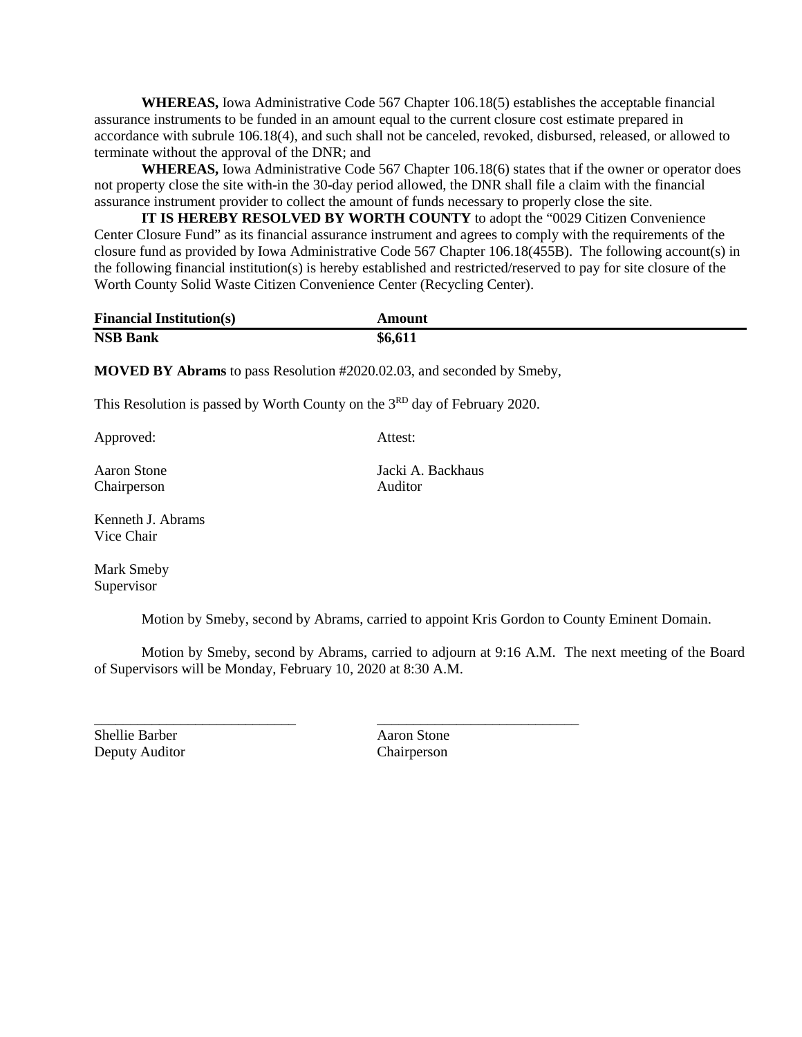**WHEREAS,** Iowa Administrative Code 567 Chapter 106.18(5) establishes the acceptable financial assurance instruments to be funded in an amount equal to the current closure cost estimate prepared in accordance with subrule 106.18(4), and such shall not be canceled, revoked, disbursed, released, or allowed to terminate without the approval of the DNR; and

**WHEREAS,** Iowa Administrative Code 567 Chapter 106.18(6) states that if the owner or operator does not property close the site with-in the 30-day period allowed, the DNR shall file a claim with the financial assurance instrument provider to collect the amount of funds necessary to properly close the site.

**IT IS HEREBY RESOLVED BY WORTH COUNTY** to adopt the "0029 Citizen Convenience Center Closure Fund" as its financial assurance instrument and agrees to comply with the requirements of the closure fund as provided by Iowa Administrative Code 567 Chapter 106.18(455B). The following account(s) in the following financial institution(s) is hereby established and restricted/reserved to pay for site closure of the Worth County Solid Waste Citizen Convenience Center (Recycling Center).

| Financial Institution(s) | Amount |
|---|---|
| **NSB Bank** | **$6,611** |

**MOVED BY Abrams** to pass Resolution #2020.02.03, and seconded by Smeby,

This Resolution is passed by Worth County on the 3RD day of February 2020.

Approved:

Aaron Stone
Chairperson

Kenneth J. Abrams
Vice Chair

Mark Smeby
Supervisor

Attest:

Jacki A. Backhaus
Auditor

Motion by Smeby, second by Abrams, carried to appoint Kris Gordon to County Eminent Domain.

Motion by Smeby, second by Abrams, carried to adjourn at 9:16 A.M. The next meeting of the Board of Supervisors will be Monday, February 10, 2020 at 8:30 A.M.

\_\_\_\_\_\_\_\_\_\_\_\_\_\_\_\_\_\_\_\_\_\_\_\_\_\_\_\_
Shellie Barber
Deputy Auditor

\_\_\_\_\_\_\_\_\_\_\_\_\_\_\_\_\_\_\_\_\_\_\_\_\_\_\_\_
Aaron Stone
Chairperson